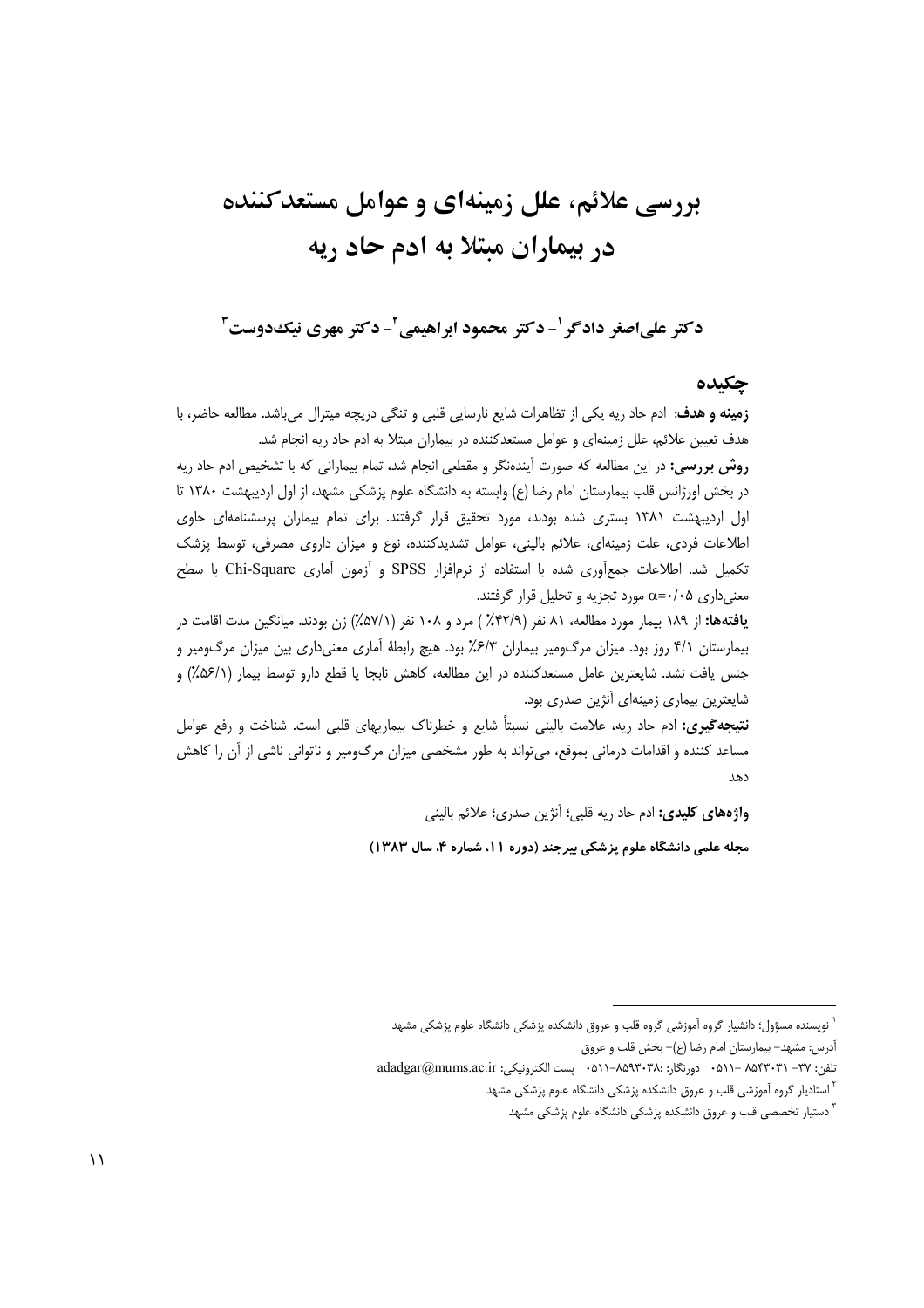# بررسی علائم، علل زمینه‌ای و عوامل مستعدکننده در بیماران مبتلا به ادم حاد ریه

**دکتر علی‌اصغر دادگر[1]- دکتر محمود ابراهیمی[2]- دکتر مهری نیک‌دوست[3]**

## چکیده

**زمینه و هدف:** ادم حاد ریه یکی از تظاهرات شایع نارسایی قلبی و تنگی دریچه میترال می‌باشد. مطالعه حاضر، با هدف تعیین علائم، علل زمینه‌ای و عوامل مستعدکننده در بیماران مبتلا به ادم حاد ریه انجام شد.

**روش بررسی:** در این مطالعه که صورت آینده‌نگر و مقطعی انجام شد، تمام بیمارانی که با تشخیص ادم حاد ریه در بخش اورژانس قلب بیمارستان امام رضا (ع) وابسته به دانشگاه علوم پزشکی مشهد، از اول اردیبهشت ۱۳۸۰ تا اول اردیبهشت ۱۳۸۱ بستری شده بودند، مورد تحقیق قرار گرفتند. برای تمام بیماران پرسشنامه‌ای حاوی اطلاعات فردی، علت زمینه‌ای، علائم بالینی، عوامل تشدیدکننده، نوع و میزان داروی مصرفی، توسط پزشک تکمیل شد. اطلاعات جمع‌آوری شده با استفاده از نرم‌افزار SPSS و آزمون آماری Chi-Square با سطح معنی‌داری $\alpha=0/05$ مورد تجزیه و تحلیل قرار گرفتند.

**یافته‌ها:** از ۱۸۹ بیمار مورد مطالعه، ۸۱ نفر (۴۲/۹٪) مرد و ۱۰۸ نفر (۵۷/۱٪) زن بودند. میانگین مدت اقامت در بیمارستان ۴/۱ روز بود. میزان مرگ‌ومیر بیماران ۶/۳٪ بود. هیچ رابطهٔ آماری معنی‌داری بین میزان مرگ‌ومیر و جنس یافت نشد. شایعترین عامل مستعدکننده در این مطالعه، کاهش نابجا یا قطع دارو توسط بیمار (۵۶/۱٪) و شایعترین بیماری زمینه‌ای آنژین صدری بود.

**نتیجه‌گیری:** ادم حاد ریه، علامت بالینی نسبتاً شایع و خطرناک بیماریهای قلبی است. شناخت و رفع عوامل مساعد کننده و اقدامات درمانی بموقع، می‌تواند به طور مشخصی میزان مرگ‌ومیر و ناتوانی ناشی از آن را کاهش دهد

**واژه‌های کلیدی:** ادم حاد ریه قلبی؛ آنژین صدری؛ علائم بالینی

**مجله علمی دانشگاه علوم پزشکی بیرجند (دوره ۱۱، شماره ۴، سال ۱۳۸۳)**

---

[1] نویسنده مسؤول؛ دانشیار گروه آموزشی گروه قلب و عروق دانشکده پزشکی دانشگاه علوم پزشکی مشهد
آدرس: مشهد- بیمارستان امام رضا (ع)- بخش قلب و عروق
تلفن: ۳۷- ۸۵۴۳۰۳۱ -۰۵۱۱ دورنگار: ۰۵۱۱-۸۵۹۳۰۳۸ پست الکترونیکی: adadgar@mums.ac.ir

[2] استادیار گروه آموزشی قلب و عروق دانشکده پزشکی دانشگاه علوم پزشکی مشهد

[3] دستیار تخصصی قلب و عروق دانشکده پزشکی دانشگاه علوم پزشکی مشهد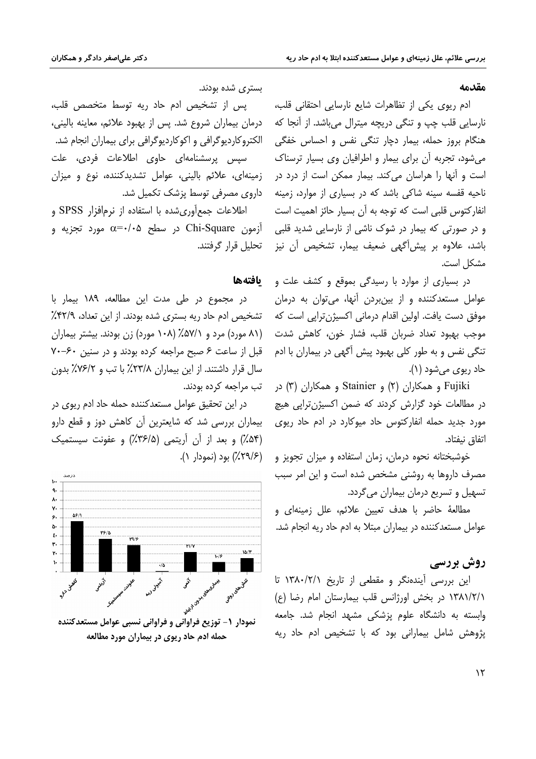## مقدمه

ادم ریوی یکی از تظاهرات شایع نارسایی احتقانی قلب، نارسایی قلب چپ و تنگی دریچه میترال می‌باشد. از آنجا که هنگام بروز حمله، بیمار دچار تنگی نفس و احساس خفگی می‌شود، تجربه آن برای بیمار و اطرافیان وی بسیار ترسناک است و آنها را هراسان می‌کند. بیمار ممکن است از درد در ناحیه قفسه سینه شاکی باشد که در بسیاری از موارد، زمینه انفارکتوس قلبی است که توجه به آن بسیار حائز اهمیت است و در صورتی که بیمار در شوک ناشی از نارسایی شدید قلبی باشد، علاوه بر پیش‌آگهی ضعیف بیمار، تشخیص آن نیز مشکل است.

در بسیاری از موارد با رسیدگی بموقع و کشف علت و عوامل مستعدکننده و از بین‌بردن آنها، می‌توان به درمان موفق دست یافت. اولین اقدام درمانی اکسیژن‌تراپی است که موجب بهبود تعداد ضربان قلب، فشار خون، کاهش شدت تنگی نفس و به طور کلی بهبود پیش آگهی در بیماران با ادم حاد ریوی می‌شود (۱).

Fujiki و همکاران (۲) و Stainier و همکاران (۳) در مطالعات خود گزارش کردند که ضمن اکسیژن‌تراپی هیچ مورد جدید حمله انفارکتوس حاد میوکارد در ادم حاد ریوی اتفاق نیفتاد.

خوشبختانه نحوه درمان، زمان استفاده و میزان تجویز و مصرف داروها به روشنی مشخص شده است و این امر سبب تسهیل و تسریع درمان بیماران می‌گردد.

مطالعهٔ حاضر با هدف تعیین علائم، علل زمینه‌ای و عوامل مستعدکننده در بیماران مبتلا به ادم حاد ریه انجام شد.

## روش بررسی

این بررسی آینده‌نگر و مقطعی از تاریخ ۱۳۸۰/۲/۱ تا ۱۳۸۱/۲/۱ در بخش اورژانس قلب بیمارستان امام رضا (ع) وابسته به دانشگاه علوم پزشکی مشهد انجام شد. جامعه پژوهش شامل بیمارانی بود که با تشخیص ادم حاد ریه بستری شده بودند.

پس از تشخیص ادم حاد ریه توسط متخصص قلب، درمان بیماران شروع شد. پس از بهبود علائم، معاینه بالینی، الکتروکاردیوگرافی و اکوکاردیوگرافی برای بیماران انجام شد.

سپس پرسشنامه‌ای حاوی اطلاعات فردی، علت زمینه‌ای، علائم بالینی، عوامل تشدیدکننده، نوع و میزان داروی مصرفی توسط پزشک تکمیل شد.

اطلاعات جمع‌آوری‌شده با استفاده از نرم‌افزار SPSS و آزمون Chi-Square در سطح $\alpha=0.05$ مورد تجزیه و تحلیل قرار گرفتند.

## یافته‌ها

در مجموع در طی مدت این مطالعه، ۱۸۹ بیمار با تشخیص ادم حاد ریه بستری شده بودند. از این تعداد، ۴۲/۹٪ (۸۱ مورد) مرد و ۵۷/۱٪ (۱۰۸ مورد) زن بودند. بیشتر بیماران قبل از ساعت ۶ صبح مراجعه کرده بودند و در سنین ۶۰–۷۰ سال قرار داشتند. از این بیماران ۲۳/۸٪ با تب و ۷۶/۲٪ بدون تب مراجعه کرده بودند.

در این تحقیق عوامل مستعدکننده حمله حاد ادم ریوی در بیماران بررسی شد که شایعترین آن کاهش دوز و قطع دارو (۵۴٪) و بعد از آن آریتمی (۳۶/۵٪) و عفونت سیستمیک (۲۹/۶٪) بود (نمودار ۱).

| عامل | درصد |
|---|---|
| کاهش دارو | ۵۶/۱ |
| آریتمی | ۳۶/۵ |
| عفونت سیستمیک | ۲۹/۶ |
| آمبولی ریه | ۰/۵ |
| آنمی | ۲۱/۷ |
| بیماری‌های بدون ارتباط | ۱۰/۶ |
| تنش‌های روانی | ۱۵/۳ |

**نمودار ۱- توزیع فراوانی و فراوانی نسبی عوامل مستعدکننده حمله ادم حاد ریوی در بیماران مورد مطالعه**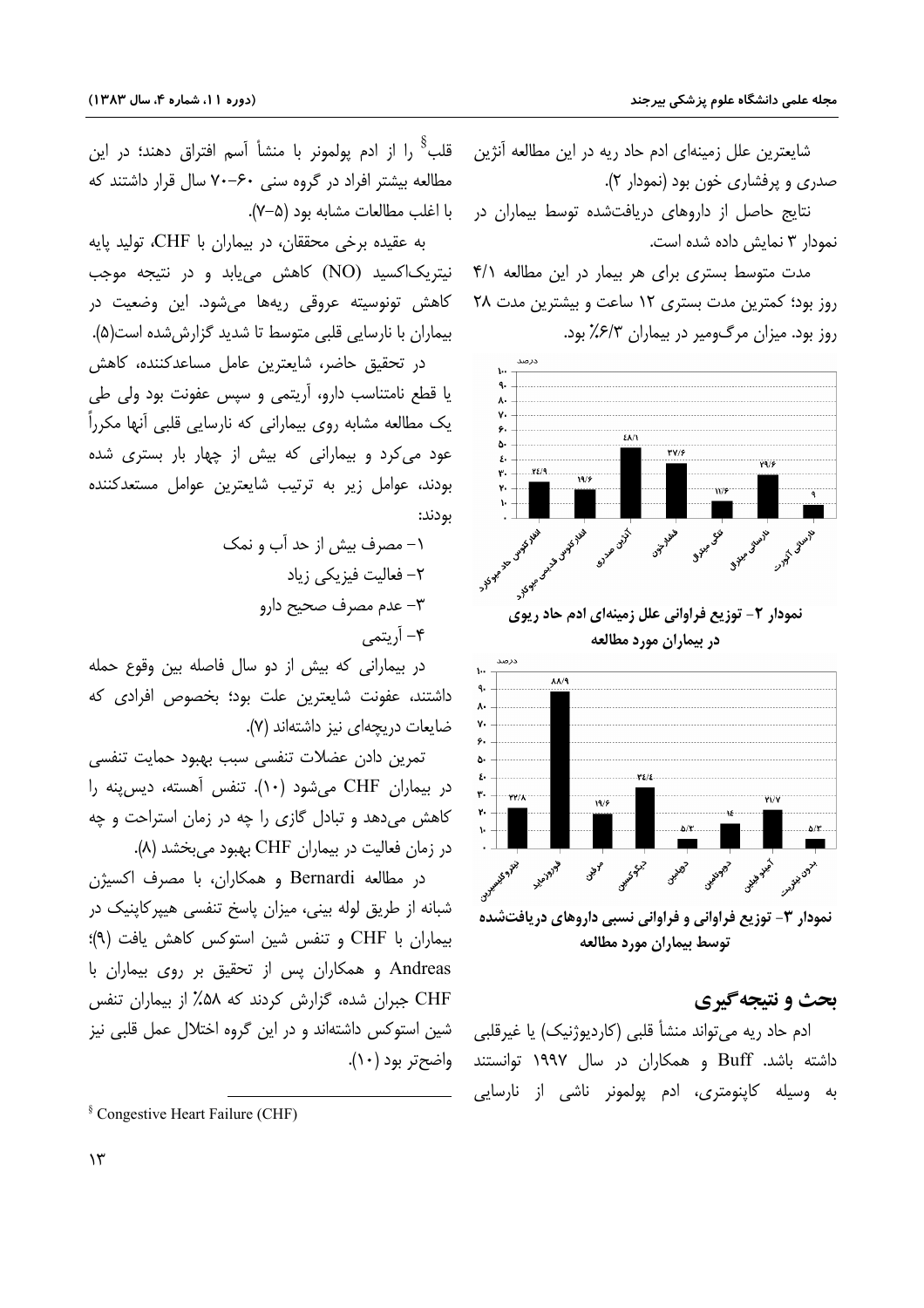شایعترین علل زمینه‌ای ادم حاد ریه در این مطالعه آنژین صدری و پرفشاری خون بود (نمودار ۲).

نتایج حاصل از داروهای دریافت‌شده توسط بیماران در نمودار ۳ نمایش داده شده است.

مدت متوسط بستری برای هر بیمار در این مطالعه ۴/۱ روز بود؛ کمترین مدت بستری ۱۲ ساعت و بیشترین مدت ۲۸ روز بود. میزان مرگ‌ومیر در بیماران ۶/۳٪ بود.

| علت | درصد |
| --- | --- |
| انفارکتوس حاد میوکارد | ۲۴/۹ |
| انفارکتوس قدیمی میوکارد | ۱۹/۶ |
| آنژین صدری | ۴۸/۱ |
| فشار خون | ۳۷/۶ |
| تنگی میترال | ۱۱/۶ |
| نارسایی میترال | ۲۹/۶ |
| نارسایی آئورت | ۹ |

نمودار ۲- توزیع فراوانی علل زمینه‌ای ادم حاد ریوی در بیماران مورد مطالعه

| دارو | درصد |
| --- | --- |
| نیتروگلیسیرین | ۲۲/۸ |
| فوروزماید | ۸۸/۹ |
| مرفین | ۱۹/۶ |
| دیگوکسین | ۳۴/۴ |
| دوپامین | ۵/۳ |
| دوبوتامین | ۱۴ |
| آمینوفیلین | ۲۱/۷ |
| بدون بهترست | ۵/۳ |

نمودار ۳- توزیع فراوانی و فراوانی نسبی داروهای دریافت‌شده توسط بیماران مورد مطالعه

## بحث و نتیجه‌گیری

ادم حاد ریه می‌تواند منشأ قلبی (کاردیوژنیک) یا غیرقلبی داشته باشد. Buff و همکاران در سال ۱۹۹۷ توانستند به وسیله کاپنومتری، ادم پولمونر ناشی از نارسایی قلب[§] را از ادم پولمونر با منشأ آسم افتراق دهند؛ در این مطالعه بیشتر افراد در گروه سنی ۶۰-۷۰ سال قرار داشتند که با اغلب مطالعات مشابه بود (۵-۷).

به عقیده برخی محققان، در بیماران با CHF، تولید پایه نیتریک‌اکسید (NO) کاهش می‌یابد و در نتیجه موجب کاهش تونوسیته عروقی ریه‌ها می‌شود. این وضعیت در بیماران با نارسایی قلبی متوسط تا شدید گزارش‌شده است(۵).

در تحقیق حاضر، شایعترین عامل مساعدکننده، کاهش یا قطع نامتناسب دارو، آریتمی و سپس عفونت بود ولی طی یک مطالعه مشابه روی بیمارانی که نارسایی قلبی آنها مکرراً عود می‌کرد و بیمارانی که بیش از چهار بار بستری شده بودند، عوامل زیر به ترتیب شایعترین عوامل مستعدکننده بودند:

۱- مصرف بیش از حد آب و نمک
۲- فعالیت فیزیکی زیاد
۳- عدم مصرف صحیح دارو
۴- آریتمی

در بیمارانی که بیش از دو سال فاصله بین وقوع حمله داشتند، عفونت شایعترین علت بود؛ بخصوص افرادی که ضایعات دریچه‌ای نیز داشته‌اند (۷).

تمرین دادن عضلات تنفسی سبب بهبود حمایت تنفسی در بیماران CHF می‌شود (۱۰). تنفس آهسته، دیس‌پنه را کاهش می‌دهد و تبادل گازی را چه در زمان استراحت و چه در زمان فعالیت در بیماران CHF بهبود می‌بخشد (۸).

در مطالعه Bernardi و همکاران، با مصرف اکسیژن شبانه از طریق لوله بینی، میزان پاسخ تنفسی هیپرکاپنیک در بیماران با CHF و تنفس شین استوکس کاهش یافت (۹)؛ Andreas و همکاران پس از تحقیق بر روی بیماران با CHF جبران شده، گزارش کردند که ۵۸٪ از بیماران تنفس شین استوکس داشته‌اند و در این گروه اختلال عمل قلبی نیز واضح‌تر بود (۱۰).

[§] Congestive Heart Failure (CHF)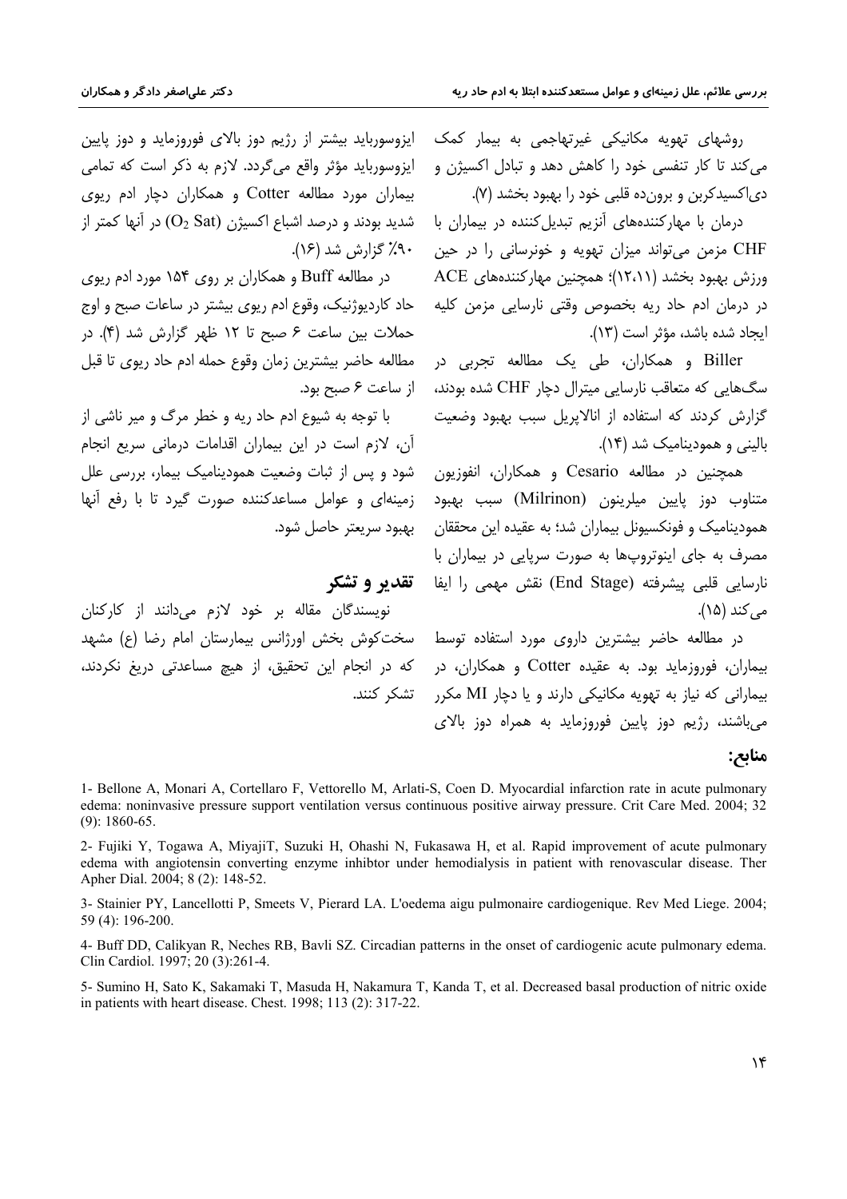روشهای تهویه مکانیکی غیرتهاجمی به بیمار کمک می‌کند تا کار تنفسی خود را کاهش دهد و تبادل اکسیژن و دی‌اکسیدکربن و برون‌ده قلبی خود را بهبود بخشد (۷).

درمان با مهارکننده‌های آنزیم تبدیل‌کننده در بیماران با CHF مزمن می‌تواند میزان تهویه و خونرسانی را در حین ورزش بهبود بخشد (۱۲،۱۱)؛ همچنین مهارکننده‌های ACE در درمان ادم حاد ریه بخصوص وقتی نارسایی مزمن کلیه ایجاد شده باشد، مؤثر است (۱۳).

Biller و همکاران، طی یک مطالعه تجربی در سگ‌هایی که متعاقب نارسایی میترال دچار CHF شده بودند، گزارش کردند که استفاده از انالاپریل سبب بهبود وضعیت بالینی و همودینامیک شد (۱۴).

همچنین در مطالعه Cesario و همکاران، انفوزیون متناوب دوز پایین میلرینون (Milrinon) سبب بهبود همودینامیک و فونکسیونل بیماران شد؛ به عقیده این محققان مصرف به جای اینوتروپ‌ها به صورت سرپایی در بیماران با نارسایی قلبی پیشرفته (End Stage) نقش مهمی را ایفا می‌کند (۱۵).

در مطالعه حاضر بیشترین داروی مورد استفاده توسط بیماران، فوروزماید بود. به عقیده Cotter و همکاران، در بیمارانی که نیاز به تهویه مکانیکی دارند و یا دچار MI مکرر می‌باشند، رژیم دوز پایین فوروزماید به همراه دوز بالای ایزوسورباید بیشتر از رژیم دوز بالای فوروزماید و دوز پایین ایزوسورباید مؤثر واقع می‌گردد. لازم به ذکر است که تمامی بیماران مورد مطالعه Cotter و همکاران دچار ادم ریوی شدید بودند و درصد اشباع اکسیژن ($O_2$ Sat) در آنها کمتر از ۹۰٪ گزارش شد (۱۶).

در مطالعه Buff و همکاران بر روی ۱۵۴ مورد ادم ریوی حاد کاردیوژنیک، وقوع ادم ریوی بیشتر در ساعات صبح و اوج حملات بین ساعت ۶ صبح تا ۱۲ ظهر گزارش شد (۴). در مطالعه حاضر بیشترین زمان وقوع حمله ادم حاد ریوی تا قبل از ساعت ۶ صبح بود.

با توجه به شیوع ادم حاد ریه و خطر مرگ و میر ناشی از آن، لازم است در این بیماران اقدامات درمانی سریع انجام شود و پس از ثبات وضعیت همودینامیک بیمار، بررسی علل زمینه‌ای و عوامل مساعدکننده صورت گیرد تا با رفع آنها بهبود سریعتر حاصل شود.

## تقدیر و تشکر

نویسندگان مقاله بر خود لازم می‌دانند از کارکنان سخت‌کوش بخش اورژانس بیمارستان امام رضا (ع) مشهد که در انجام این تحقیق، از هیچ مساعدتی دریغ نکردند، تشکر کنند.

## منابع:

1- Bellone A, Monari A, Cortellaro F, Vettorello M, Arlati-S, Coen D. Myocardial infarction rate in acute pulmonary edema: noninvasive pressure support ventilation versus continuous positive airway pressure. Crit Care Med. 2004; 32 (9): 1860-65.

2- Fujiki Y, Togawa A, MiyajiT, Suzuki H, Ohashi N, Fukasawa H, et al. Rapid improvement of acute pulmonary edema with angiotensin converting enzyme inhibtor under hemodialysis in patient with renovascular disease. Ther Apher Dial. 2004; 8 (2): 148-52.

3- Stainier PY, Lancellotti P, Smeets V, Pierard LA. L'oedema aigu pulmonaire cardiogenique. Rev Med Liege. 2004; 59 (4): 196-200.

4- Buff DD, Calikyan R, Neches RB, Bavli SZ. Circadian patterns in the onset of cardiogenic acute pulmonary edema. Clin Cardiol. 1997; 20 (3):261-4.

5- Sumino H, Sato K, Sakamaki T, Masuda H, Nakamura T, Kanda T, et al. Decreased basal production of nitric oxide in patients with heart disease. Chest. 1998; 113 (2): 317-22.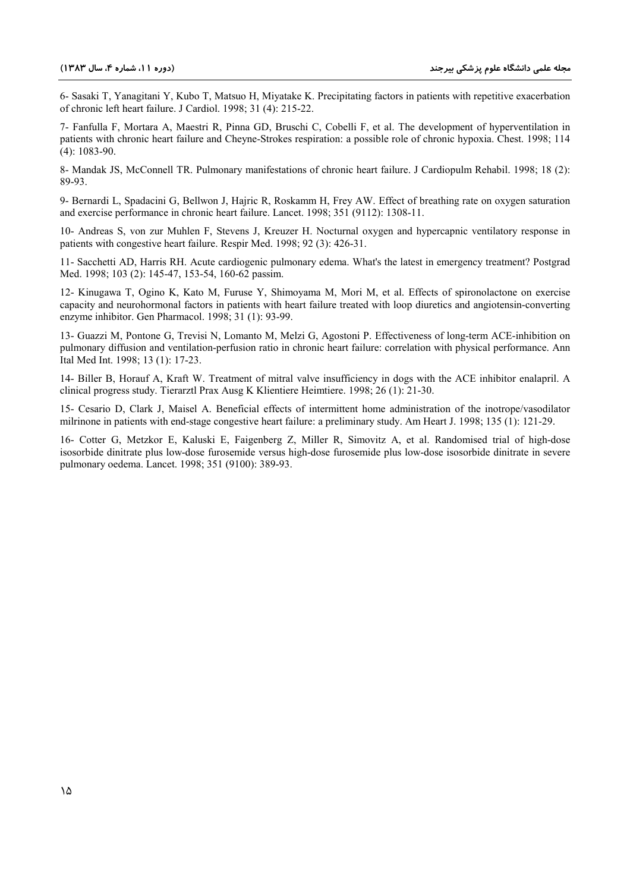6- Sasaki T, Yanagitani Y, Kubo T, Matsuo H, Miyatake K. Precipitating factors in patients with repetitive exacerbation of chronic left heart failure. J Cardiol. 1998; 31 (4): 215-22.

7- Fanfulla F, Mortara A, Maestri R, Pinna GD, Bruschi C, Cobelli F, et al. The development of hyperventilation in patients with chronic heart failure and Cheyne-Strokes respiration: a possible role of chronic hypoxia. Chest. 1998; 114 (4): 1083-90.

8- Mandak JS, McConnell TR. Pulmonary manifestations of chronic heart failure. J Cardiopulm Rehabil. 1998; 18 (2): 89-93.

9- Bernardi L, Spadacini G, Bellwon J, Hajric R, Roskamm H, Frey AW. Effect of breathing rate on oxygen saturation and exercise performance in chronic heart failure. Lancet. 1998; 351 (9112): 1308-11.

10- Andreas S, von zur Muhlen F, Stevens J, Kreuzer H. Nocturnal oxygen and hypercapnic ventilatory response in patients with congestive heart failure. Respir Med. 1998; 92 (3): 426-31.

11- Sacchetti AD, Harris RH. Acute cardiogenic pulmonary edema. What's the latest in emergency treatment? Postgrad Med. 1998; 103 (2): 145-47, 153-54, 160-62 passim.

12- Kinugawa T, Ogino K, Kato M, Furuse Y, Shimoyama M, Mori M, et al. Effects of spironolactone on exercise capacity and neurohormonal factors in patients with heart failure treated with loop diuretics and angiotensin-converting enzyme inhibitor. Gen Pharmacol. 1998; 31 (1): 93-99.

13- Guazzi M, Pontone G, Trevisi N, Lomanto M, Melzi G, Agostoni P. Effectiveness of long-term ACE-inhibition on pulmonary diffusion and ventilation-perfusion ratio in chronic heart failure: correlation with physical performance. Ann Ital Med Int. 1998; 13 (1): 17-23.

14- Biller B, Horauf A, Kraft W. Treatment of mitral valve insufficiency in dogs with the ACE inhibitor enalapril. A clinical progress study. Tierarztl Prax Ausg K Klientiere Heimtiere. 1998; 26 (1): 21-30.

15- Cesario D, Clark J, Maisel A. Beneficial effects of intermittent home administration of the inotrope/vasodilator milrinone in patients with end-stage congestive heart failure: a preliminary study. Am Heart J. 1998; 135 (1): 121-29.

16- Cotter G, Metzkor E, Kaluski E, Faigenberg Z, Miller R, Simovitz A, et al. Randomised trial of high-dose isosorbide dinitrate plus low-dose furosemide versus high-dose furosemide plus low-dose isosorbide dinitrate in severe pulmonary oedema. Lancet. 1998; 351 (9100): 389-93.